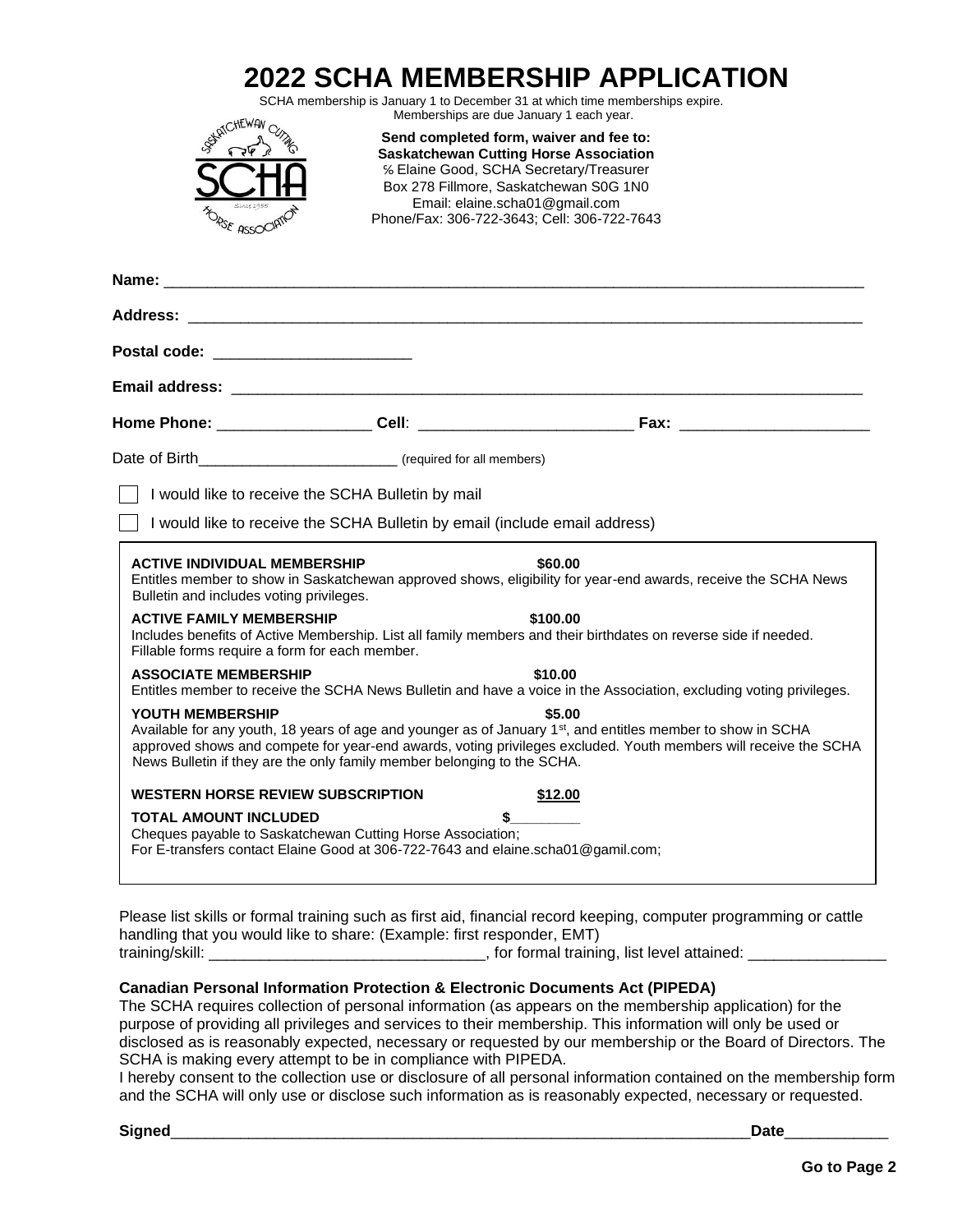# 2022 SCHA MEMBERSHIP APPLICATION

SCHA membership is January 1 to December 31 at which time memberships expire.
Memberships are due January 1 each year.

**Send completed form, waiver and fee to:**
**Saskatchewan Cutting Horse Association**
℅ Elaine Good, SCHA Secretary/Treasurer
Box 278 Fillmore, Saskatchewan S0G 1N0
Email: elaine.scha01@gmail.com
Phone/Fax: 306-722-3643; Cell: 306-722-7643

**Name:** ________________________________________________________________

**Address:** ______________________________________________________________

**Postal code:** ______________________

**Email address:** __________________________________________________________

**Home Phone:** _________________ **Cell**: ________________________ **Fax:** _____________________

Date of Birth_______________________ (required for all members)

☐ I would like to receive the SCHA Bulletin by mail

☐ I would like to receive the SCHA Bulletin by email (include email address)

**ACTIVE INDIVIDUAL MEMBERSHIP** **$60.00**
Entitles member to show in Saskatchewan approved shows, eligibility for year-end awards, receive the SCHA News Bulletin and includes voting privileges.

**ACTIVE FAMILY MEMBERSHIP** **$100.00**
Includes benefits of Active Membership. List all family members and their birthdates on reverse side if needed. Fillable forms require a form for each member.

**ASSOCIATE MEMBERSHIP** **$10.00**
Entitles member to receive the SCHA News Bulletin and have a voice in the Association, excluding voting privileges.

**YOUTH MEMBERSHIP** **$5.00**
Available for any youth, 18 years of age and younger as of January 1st, and entitles member to show in SCHA approved shows and compete for year-end awards, voting privileges excluded. Youth members will receive the SCHA News Bulletin if they are the only family member belonging to the SCHA.

**WESTERN HORSE REVIEW SUBSCRIPTION** **$12.00**

**TOTAL AMOUNT INCLUDED** **$________**
Cheques payable to Saskatchewan Cutting Horse Association;
For E-transfers contact Elaine Good at 306-722-7643 and elaine.scha01@gamil.com;

Please list skills or formal training such as first aid, financial record keeping, computer programming or cattle handling that you would like to share: (Example: first responder, EMT)
training/skill: _______________________________, for formal training, list level attained: ________________

**Canadian Personal Information Protection & Electronic Documents Act (PIPEDA)**
The SCHA requires collection of personal information (as appears on the membership application) for the purpose of providing all privileges and services to their membership. This information will only be used or disclosed as is reasonably expected, necessary or requested by our membership or the Board of Directors. The SCHA is making every attempt to be in compliance with PIPEDA.
I hereby consent to the collection use or disclosure of all personal information contained on the membership form and the SCHA will only use or disclose such information as is reasonably expected, necessary or requested.

**Signed**_________________________________________________________________**Date**___________

**Go to Page 2**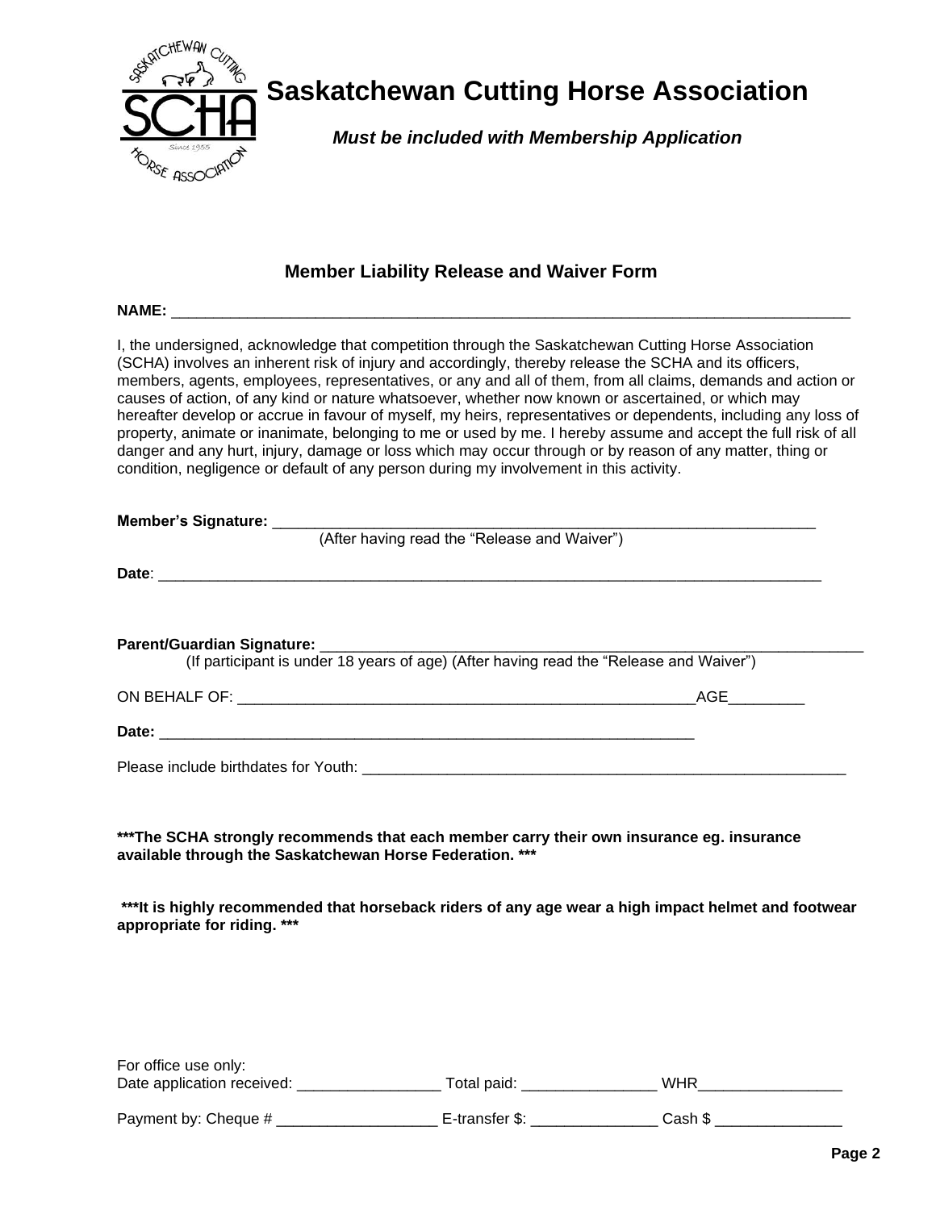# Saskatchewan Cutting Horse Association

***Must be included with Membership Application***

## Member Liability Release and Waiver Form

**NAME:** ____________________________________________________________________________

I, the undersigned, acknowledge that competition through the Saskatchewan Cutting Horse Association (SCHA) involves an inherent risk of injury and accordingly, thereby release the SCHA and its officers, members, agents, employees, representatives, or any and all of them, from all claims, demands and action or causes of action, of any kind or nature whatsoever, whether now known or ascertained, or which may hereafter develop or accrue in favour of myself, my heirs, representatives or dependents, including any loss of property, animate or inanimate, belonging to me or used by me. I hereby assume and accept the full risk of all danger and any hurt, injury, damage or loss which may occur through or by reason of any matter, thing or condition, negligence or default of any person during my involvement in this activity.

**Member's Signature:** ___________________________________________________________
(After having read the "Release and Waiver")

**Date**: _____________________________________________________________________________

**Parent/Guardian Signature:** ______________________________________________________________
(If participant is under 18 years of age) (After having read the "Release and Waiver")

ON BEHALF OF: ___________________________________________________AGE_________

**Date:** ___________________________________________________________________

Please include birthdates for Youth: ___________________________________________________

**\*\*\*The SCHA strongly recommends that each member carry their own insurance eg. insurance available through the Saskatchewan Horse Federation. \*\*\***

**\*\*\*It is highly recommended that horseback riders of any age wear a high impact helmet and footwear appropriate for riding. \*\*\***

For office use only:
Date application received: _________________ Total paid: ________________ WHR_________________

Payment by: Cheque # ___________________ E-transfer $: _______________ Cash $ _______________